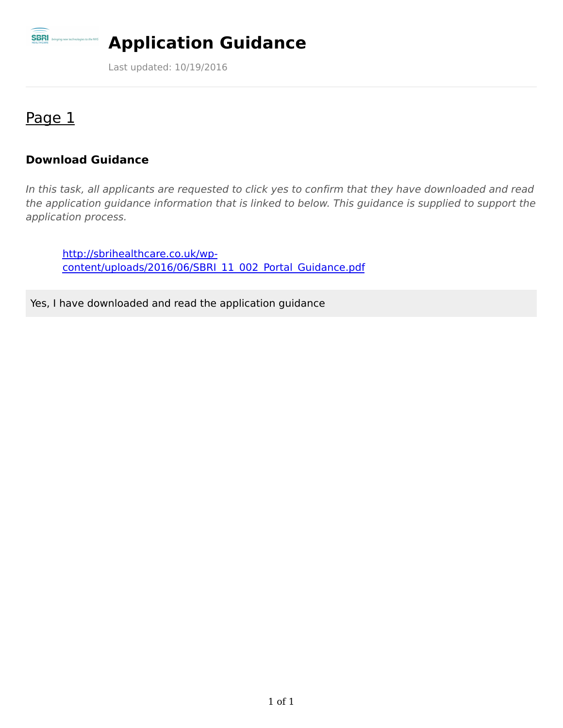# Application Guidance

Last updated: 10/19/2016

## Page 1

### Download Guidance

*In this task, all applicants are requested to click yes to confirm that they have downloaded and read the application guidance information that is linked to below. This guidance is supplied to support the application process.*

> [http://sbrihealthcare.co.uk/wp-content/uploads/2016/06/SBRI_11_002_Portal_Guidance.pdf](http://sbrihealthcare.co.uk/wp-content/uploads/2016/06/SBRI_11_002_Portal_Guidance.pdf)

Yes, I have downloaded and read the application guidance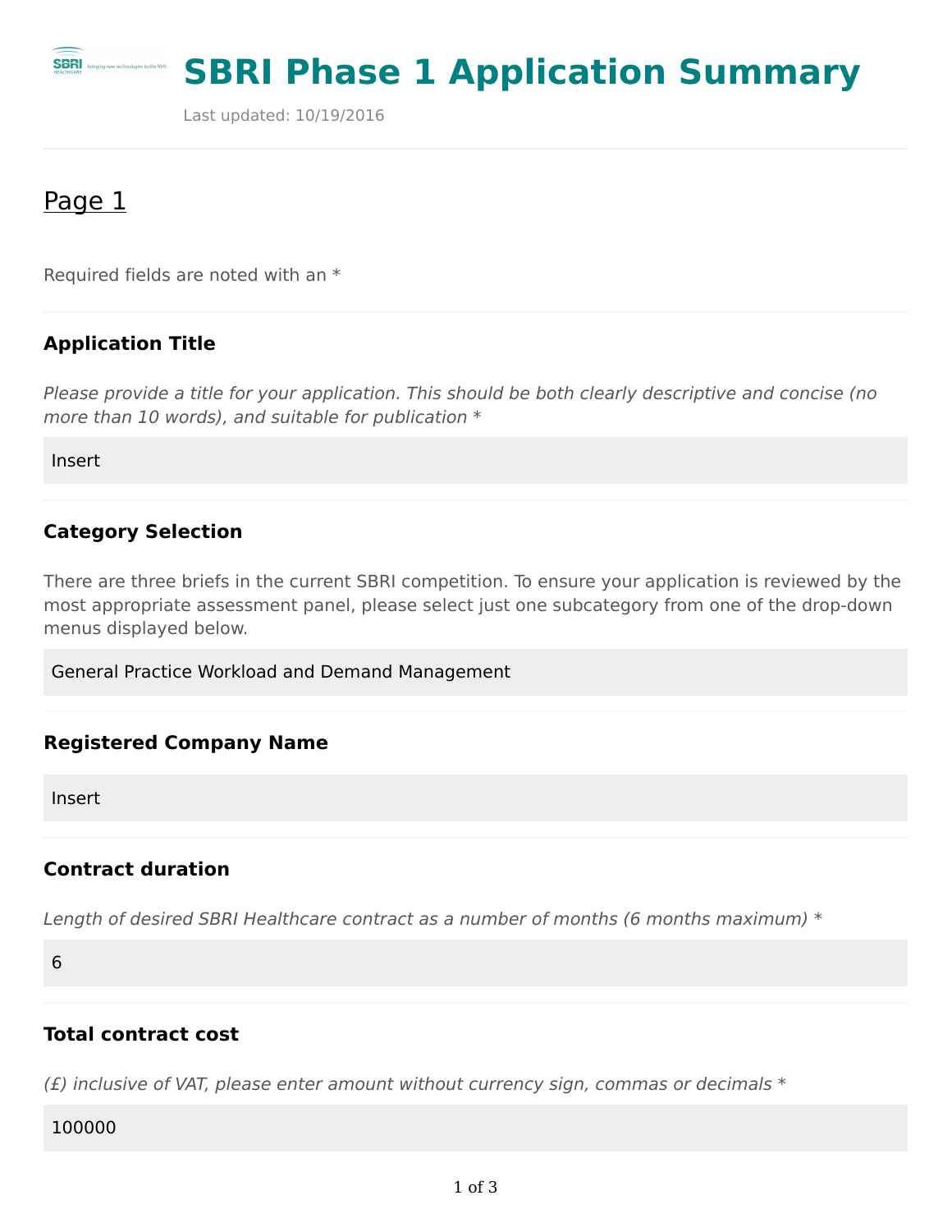# SBRI Phase 1 Application Summary

Last updated: 10/19/2016

## Page 1

Required fields are noted with an *

### Application Title

*Please provide a title for your application. This should be both clearly descriptive and concise (no more than 10 words), and suitable for publication **

Insert

### Category Selection

There are three briefs in the current SBRI competition. To ensure your application is reviewed by the most appropriate assessment panel, please select just one subcategory from one of the drop-down menus displayed below.

General Practice Workload and Demand Management

### Registered Company Name

Insert

### Contract duration

*Length of desired SBRI Healthcare contract as a number of months (6 months maximum) **

6

### Total contract cost

*(£) inclusive of VAT, please enter amount without currency sign, commas or decimals **

100000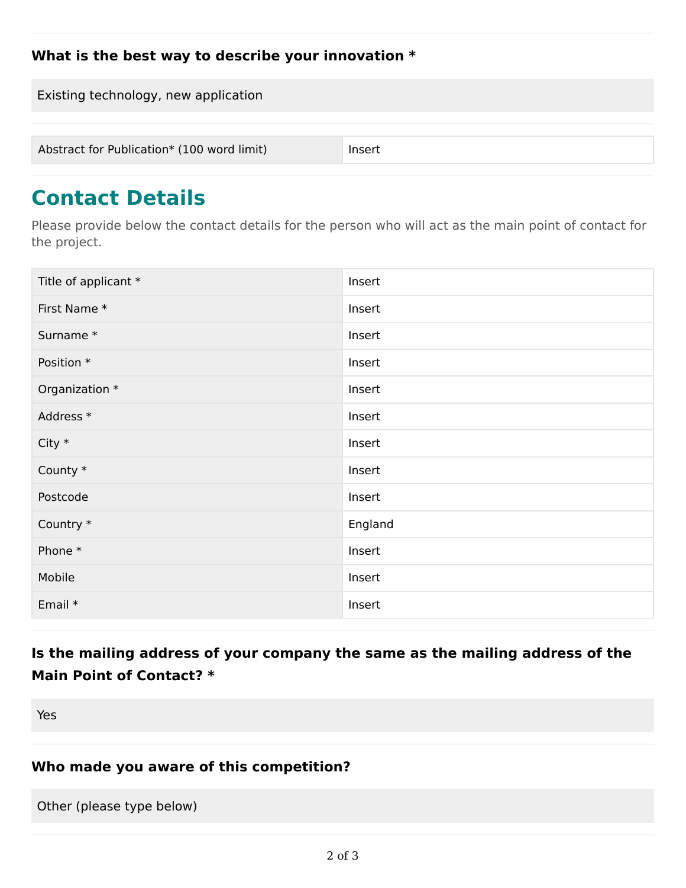**What is the best way to describe your innovation ***

Existing technology, new application

| Abstract for Publication* (100 word limit) | Insert |
|---|---|

## Contact Details

Please provide below the contact details for the person who will act as the main point of contact for the project.

| Title of applicant * | Insert |
|---|---|
| First Name * | Insert |
| Surname * | Insert |
| Position * | Insert |
| Organization * | Insert |
| Address * | Insert |
| City * | Insert |
| County * | Insert |
| Postcode | Insert |
| Country * | England |
| Phone * | Insert |
| Mobile | Insert |
| Email * | Insert |

**Is the mailing address of your company the same as the mailing address of the Main Point of Contact? ***

Yes

**Who made you aware of this competition?**

Other (please type below)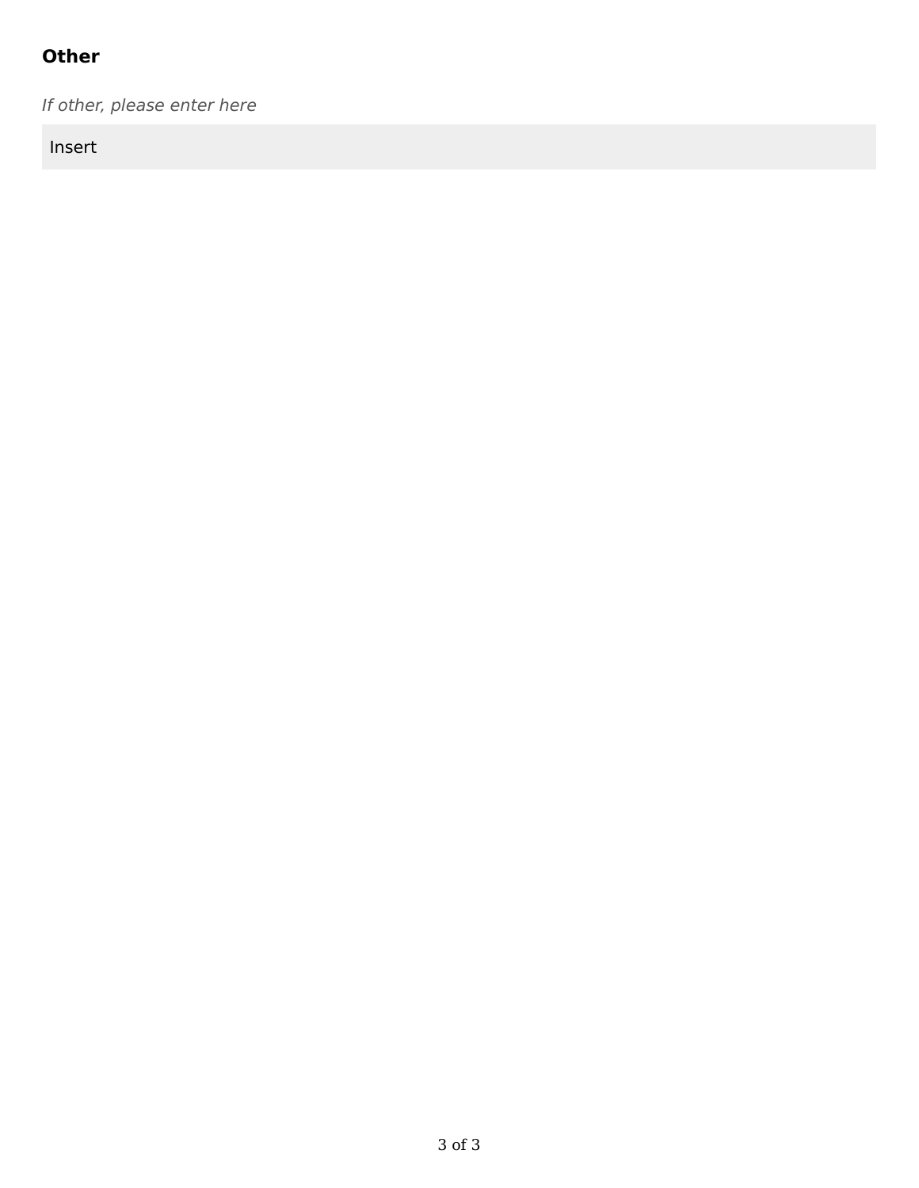### Other

*If other, please enter here*

Insert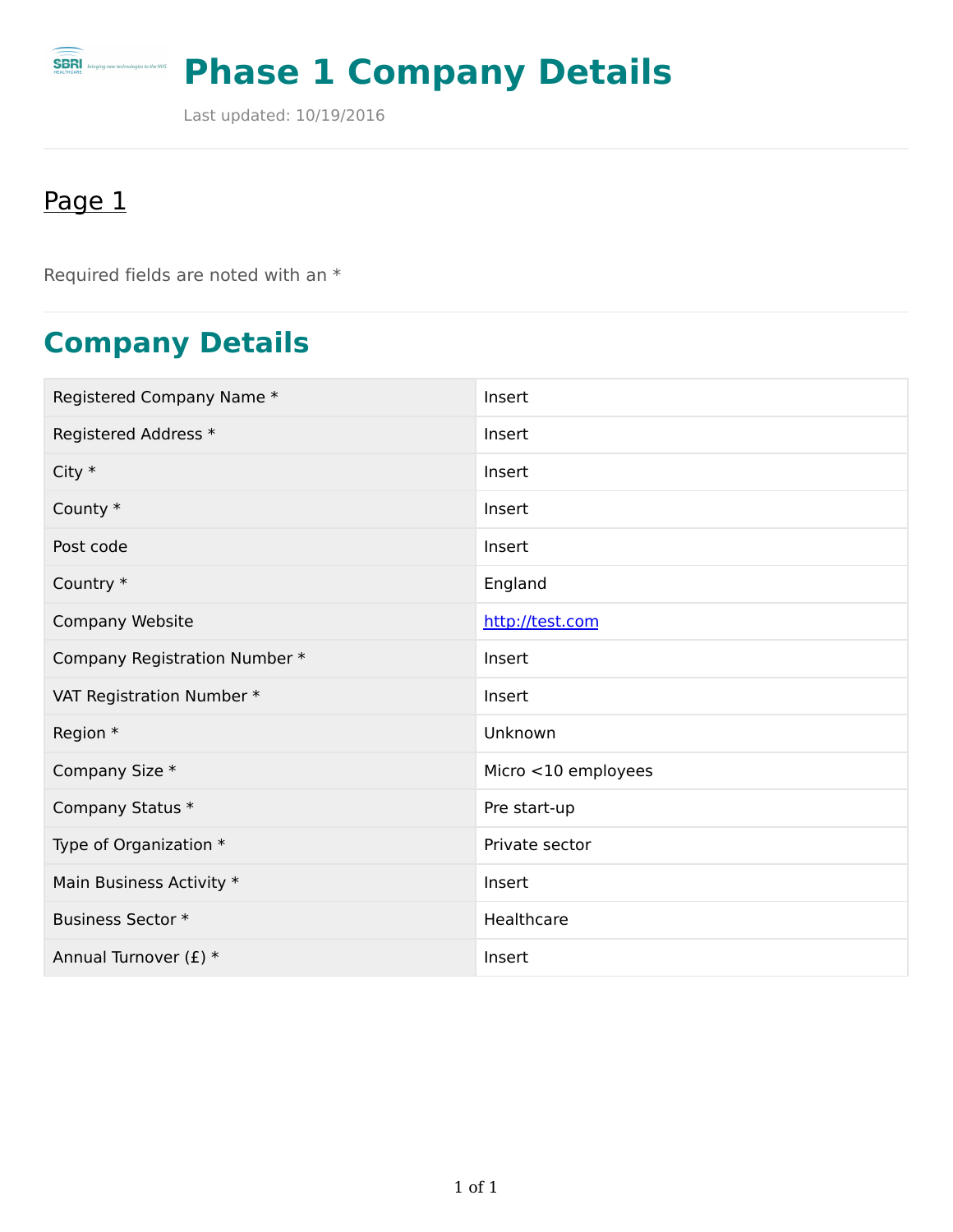# Phase 1 Company Details

Last updated: 10/19/2016

## Page 1

Required fields are noted with an *

## Company Details

| Field | Value |
|---|---|
| Registered Company Name * | Insert |
| Registered Address * | Insert |
| City * | Insert |
| County * | Insert |
| Post code | Insert |
| Country * | England |
| Company Website | http://test.com |
| Company Registration Number * | Insert |
| VAT Registration Number * | Insert |
| Region * | Unknown |
| Company Size * | Micro <10 employees |
| Company Status * | Pre start-up |
| Type of Organization * | Private sector |
| Main Business Activity * | Insert |
| Business Sector * | Healthcare |
| Annual Turnover (£) * | Insert |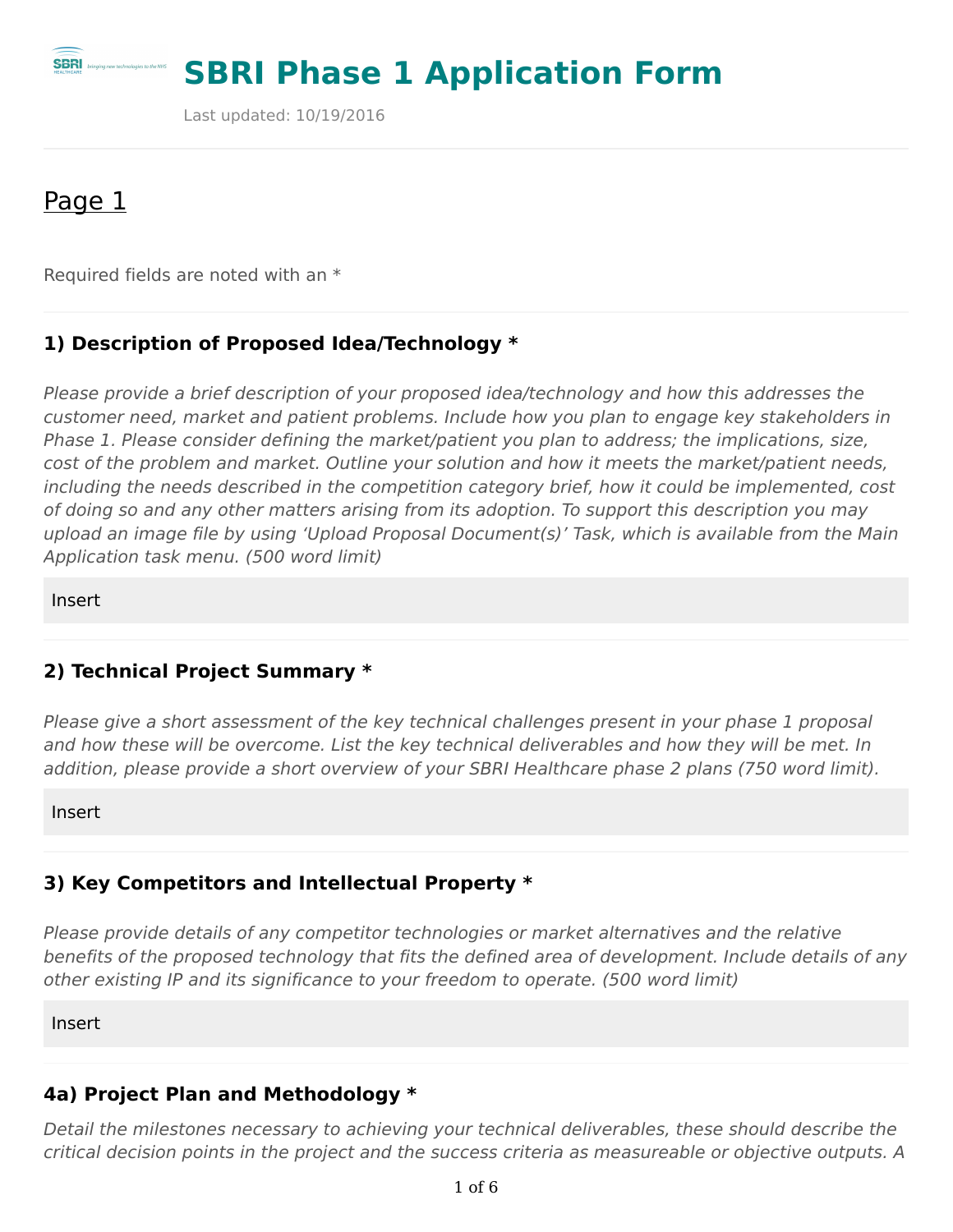# SBRI Phase 1 Application Form

Last updated: 10/19/2016

## Page 1

Required fields are noted with an *

### 1) Description of Proposed Idea/Technology *

*Please provide a brief description of your proposed idea/technology and how this addresses the customer need, market and patient problems. Include how you plan to engage key stakeholders in Phase 1. Please consider defining the market/patient you plan to address; the implications, size, cost of the problem and market. Outline your solution and how it meets the market/patient needs, including the needs described in the competition category brief, how it could be implemented, cost of doing so and any other matters arising from its adoption. To support this description you may upload an image file by using 'Upload Proposal Document(s)' Task, which is available from the Main Application task menu. (500 word limit)*

Insert

### 2) Technical Project Summary *

*Please give a short assessment of the key technical challenges present in your phase 1 proposal and how these will be overcome. List the key technical deliverables and how they will be met. In addition, please provide a short overview of your SBRI Healthcare phase 2 plans (750 word limit).*

Insert

### 3) Key Competitors and Intellectual Property *

*Please provide details of any competitor technologies or market alternatives and the relative benefits of the proposed technology that fits the defined area of development. Include details of any other existing IP and its significance to your freedom to operate. (500 word limit)*

Insert

### 4a) Project Plan and Methodology *

*Detail the milestones necessary to achieving your technical deliverables, these should describe the critical decision points in the project and the success criteria as measureable or objective outputs. A*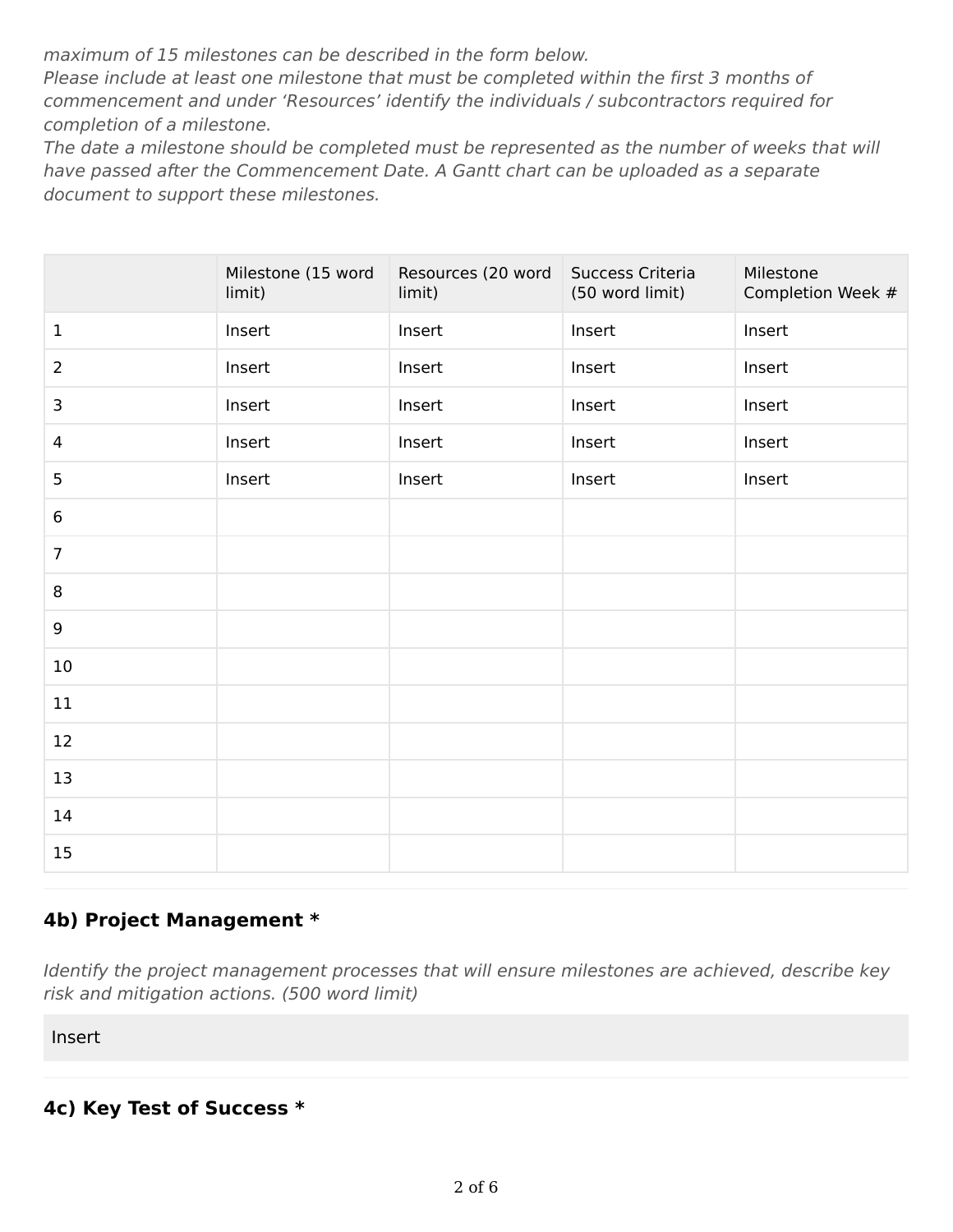*maximum of 15 milestones can be described in the form below.*
*Please include at least one milestone that must be completed within the first 3 months of commencement and under 'Resources' identify the individuals / subcontractors required for completion of a milestone.*
*The date a milestone should be completed must be represented as the number of weeks that will have passed after the Commencement Date. A Gantt chart can be uploaded as a separate document to support these milestones.*

| | Milestone (15 word limit) | Resources (20 word limit) | Success Criteria (50 word limit) | Milestone Completion Week # |
|---|---|---|---|---|
| 1 | Insert | Insert | Insert | Insert |
| 2 | Insert | Insert | Insert | Insert |
| 3 | Insert | Insert | Insert | Insert |
| 4 | Insert | Insert | Insert | Insert |
| 5 | Insert | Insert | Insert | Insert |
| 6 | | | | |
| 7 | | | | |
| 8 | | | | |
| 9 | | | | |
| 10 | | | | |
| 11 | | | | |
| 12 | | | | |
| 13 | | | | |
| 14 | | | | |
| 15 | | | | |

### 4b) Project Management *

*Identify the project management processes that will ensure milestones are achieved, describe key risk and mitigation actions. (500 word limit)*

Insert

### 4c) Key Test of Success *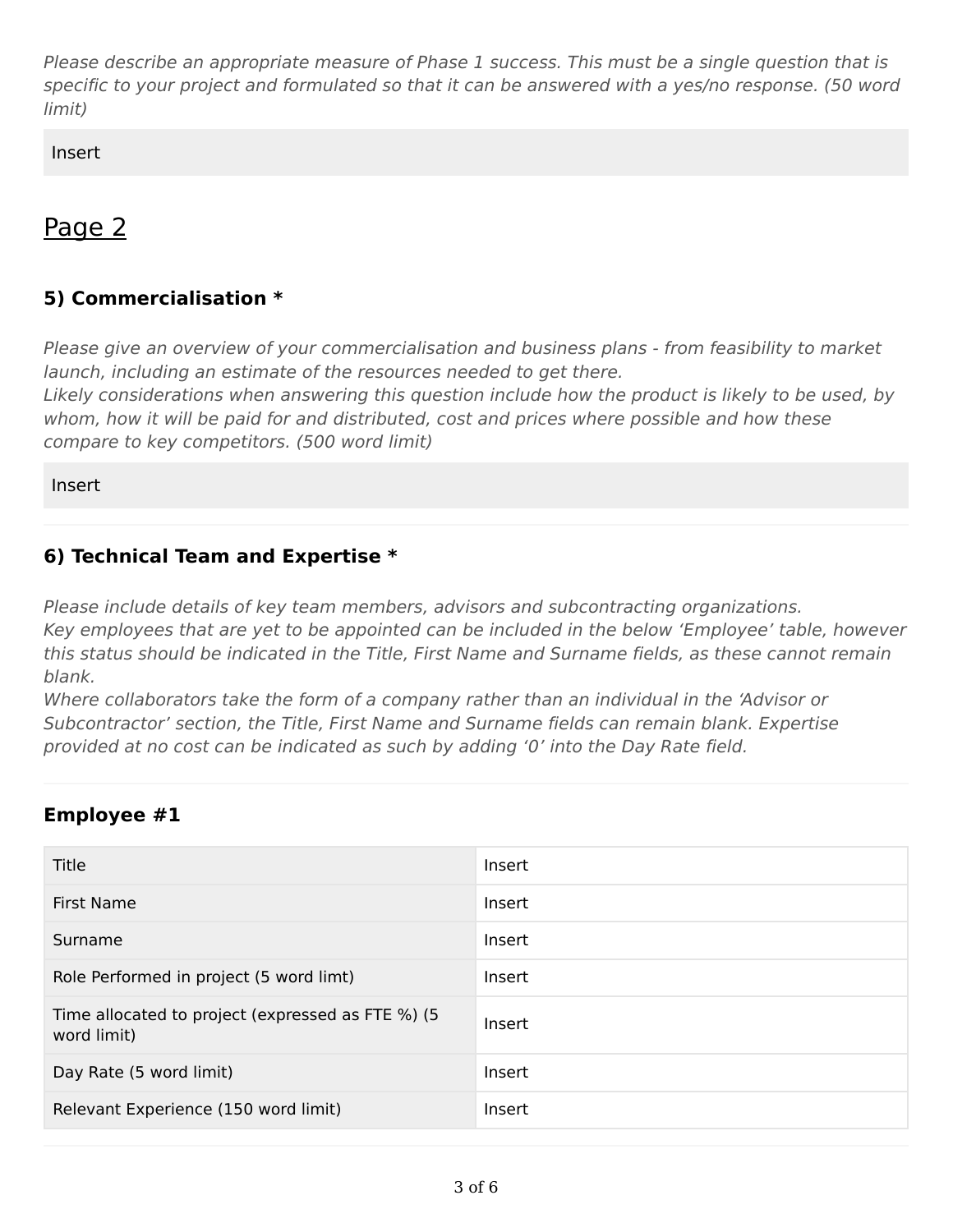*Please describe an appropriate measure of Phase 1 success. This must be a single question that is specific to your project and formulated so that it can be answered with a yes/no response. (50 word limit)*

Insert

## Page 2

### 5) Commercialisation *

*Please give an overview of your commercialisation and business plans - from feasibility to market launch, including an estimate of the resources needed to get there.*
*Likely considerations when answering this question include how the product is likely to be used, by whom, how it will be paid for and distributed, cost and prices where possible and how these compare to key competitors. (500 word limit)*

Insert

---

### 6) Technical Team and Expertise *

*Please include details of key team members, advisors and subcontracting organizations.*
*Key employees that are yet to be appointed can be included in the below 'Employee' table, however this status should be indicated in the Title, First Name and Surname fields, as these cannot remain blank.*
*Where collaborators take the form of a company rather than an individual in the 'Advisor or Subcontractor' section, the Title, First Name and Surname fields can remain blank. Expertise provided at no cost can be indicated as such by adding '0' into the Day Rate field.*

---

### Employee #1

| | |
|---|---|
| Title | Insert |
| First Name | Insert |
| Surname | Insert |
| Role Performed in project (5 word limt) | Insert |
| Time allocated to project (expressed as FTE %) (5 word limit) | Insert |
| Day Rate (5 word limit) | Insert |
| Relevant Experience (150 word limit) | Insert |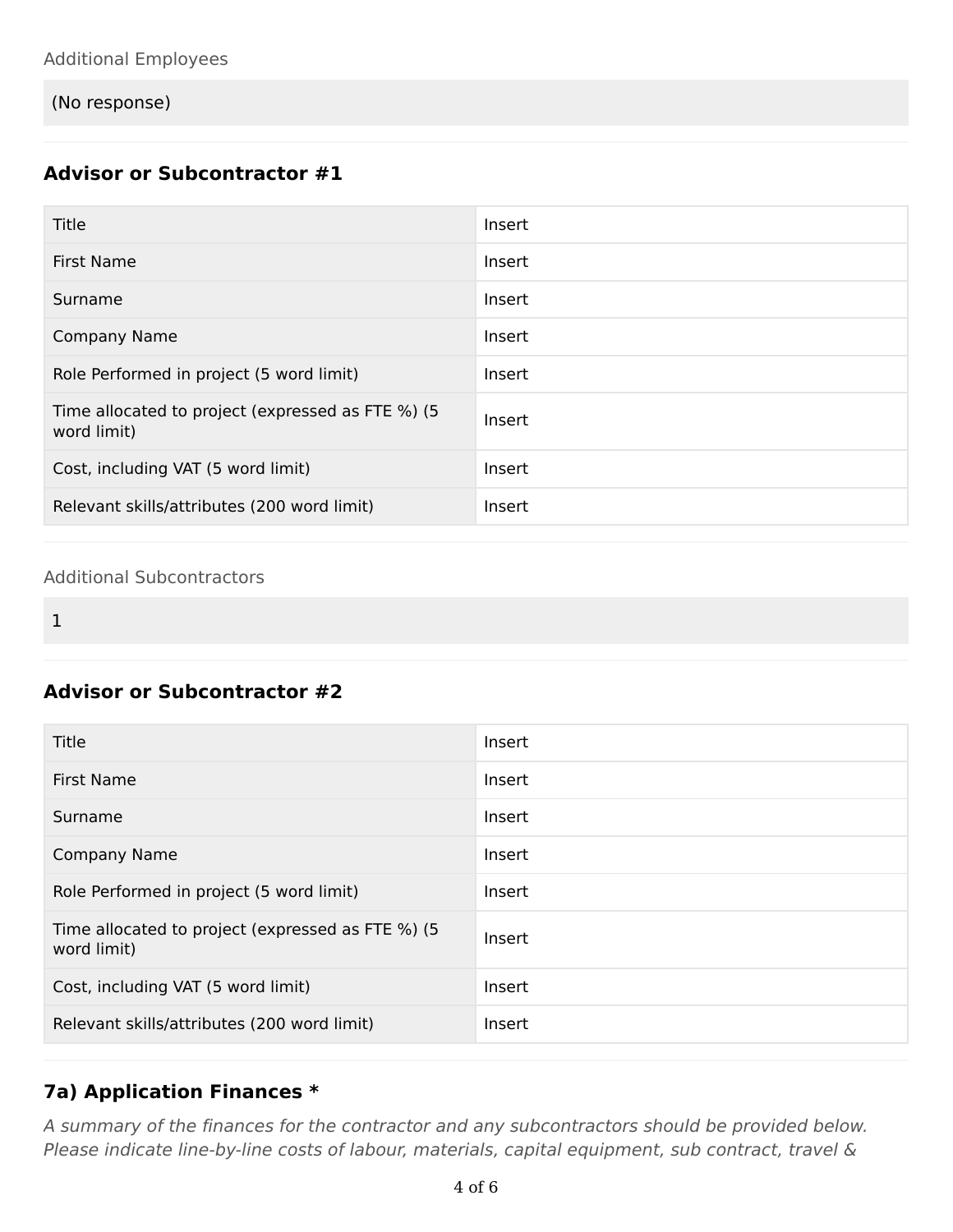Additional Employees

(No response)

### Advisor or Subcontractor #1

| | |
|---|---|
| Title | Insert |
| First Name | Insert |
| Surname | Insert |
| Company Name | Insert |
| Role Performed in project (5 word limit) | Insert |
| Time allocated to project (expressed as FTE %) (5 word limit) | Insert |
| Cost, including VAT (5 word limit) | Insert |
| Relevant skills/attributes (200 word limit) | Insert |

Additional Subcontractors

1

### Advisor or Subcontractor #2

| | |
|---|---|
| Title | Insert |
| First Name | Insert |
| Surname | Insert |
| Company Name | Insert |
| Role Performed in project (5 word limit) | Insert |
| Time allocated to project (expressed as FTE %) (5 word limit) | Insert |
| Cost, including VAT (5 word limit) | Insert |
| Relevant skills/attributes (200 word limit) | Insert |

### 7a) Application Finances *

*A summary of the finances for the contractor and any subcontractors should be provided below. Please indicate line-by-line costs of labour, materials, capital equipment, sub contract, travel &*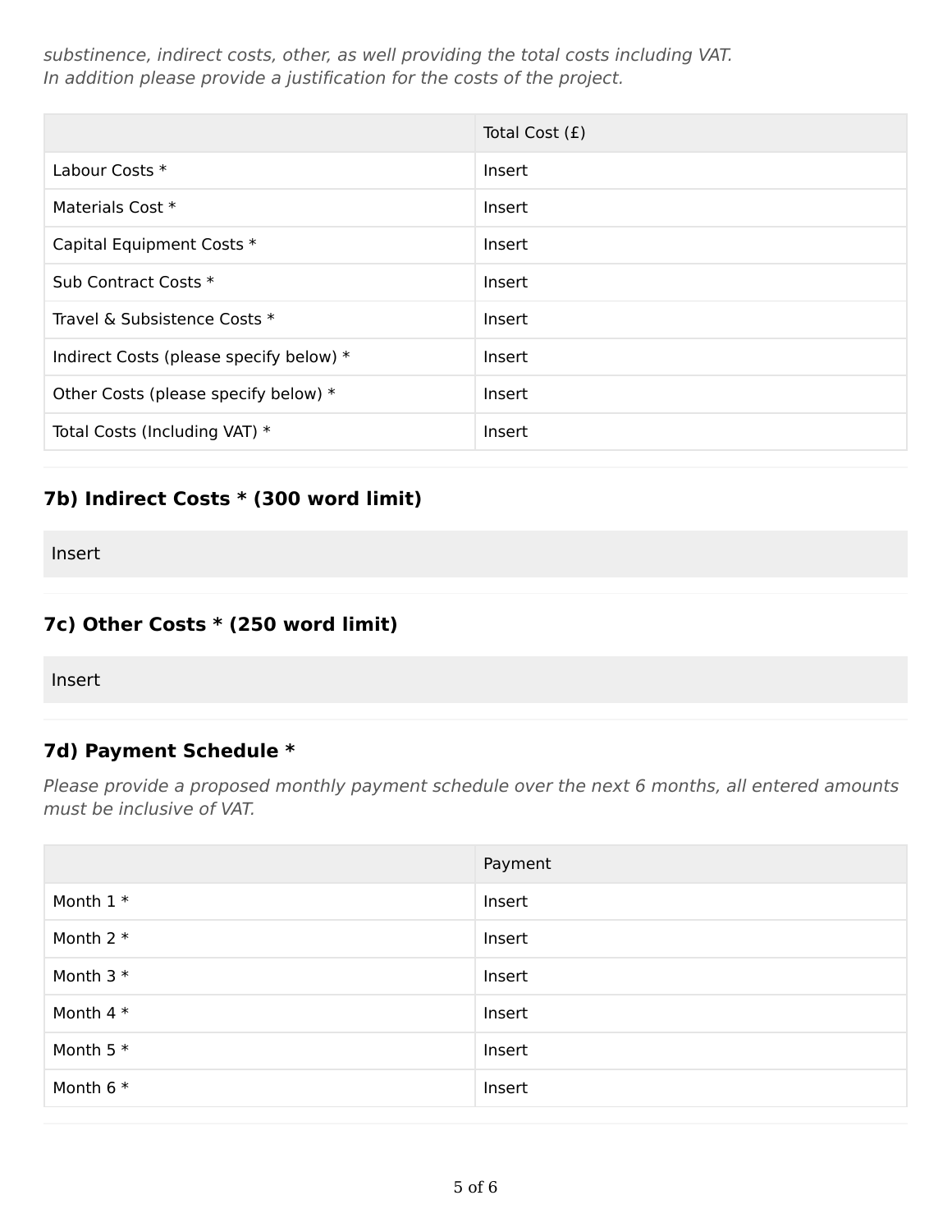*substinence, indirect costs, other, as well providing the total costs including VAT.*
*In addition please provide a justification for the costs of the project.*

| | Total Cost (£) |
|---|---|
| Labour Costs * | Insert |
| Materials Cost * | Insert |
| Capital Equipment Costs * | Insert |
| Sub Contract Costs * | Insert |
| Travel & Subsistence Costs * | Insert |
| Indirect Costs (please specify below) * | Insert |
| Other Costs (please specify below) * | Insert |
| Total Costs (Including VAT) * | Insert |

### 7b) Indirect Costs * (300 word limit)

Insert

### 7c) Other Costs * (250 word limit)

Insert

### 7d) Payment Schedule *

*Please provide a proposed monthly payment schedule over the next 6 months, all entered amounts must be inclusive of VAT.*

| | Payment |
|---|---|
| Month 1 * | Insert |
| Month 2 * | Insert |
| Month 3 * | Insert |
| Month 4 * | Insert |
| Month 5 * | Insert |
| Month 6 * | Insert |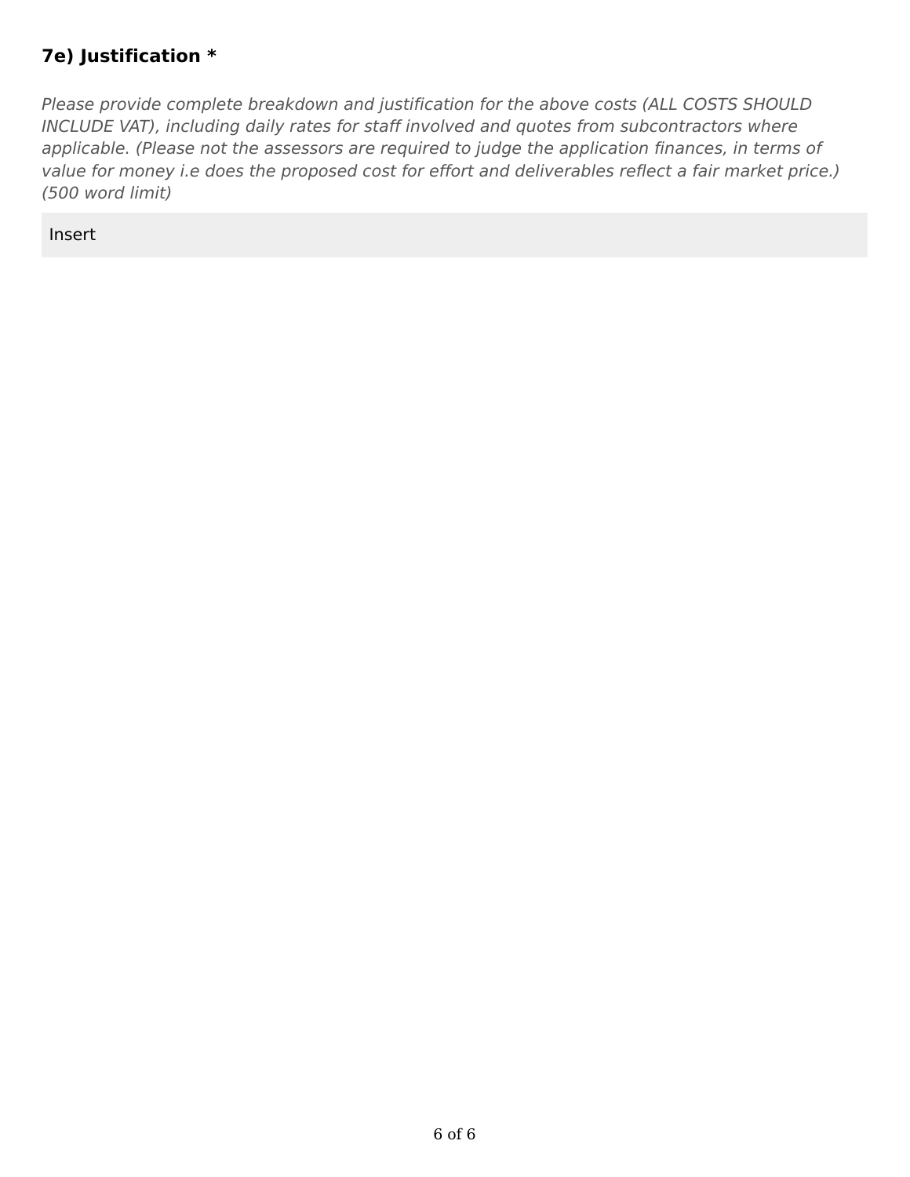### 7e) Justification *

*Please provide complete breakdown and justification for the above costs (ALL COSTS SHOULD INCLUDE VAT), including daily rates for staff involved and quotes from subcontractors where applicable. (Please not the assessors are required to judge the application finances, in terms of value for money i.e does the proposed cost for effort and deliverables reflect a fair market price.) (500 word limit)*

Insert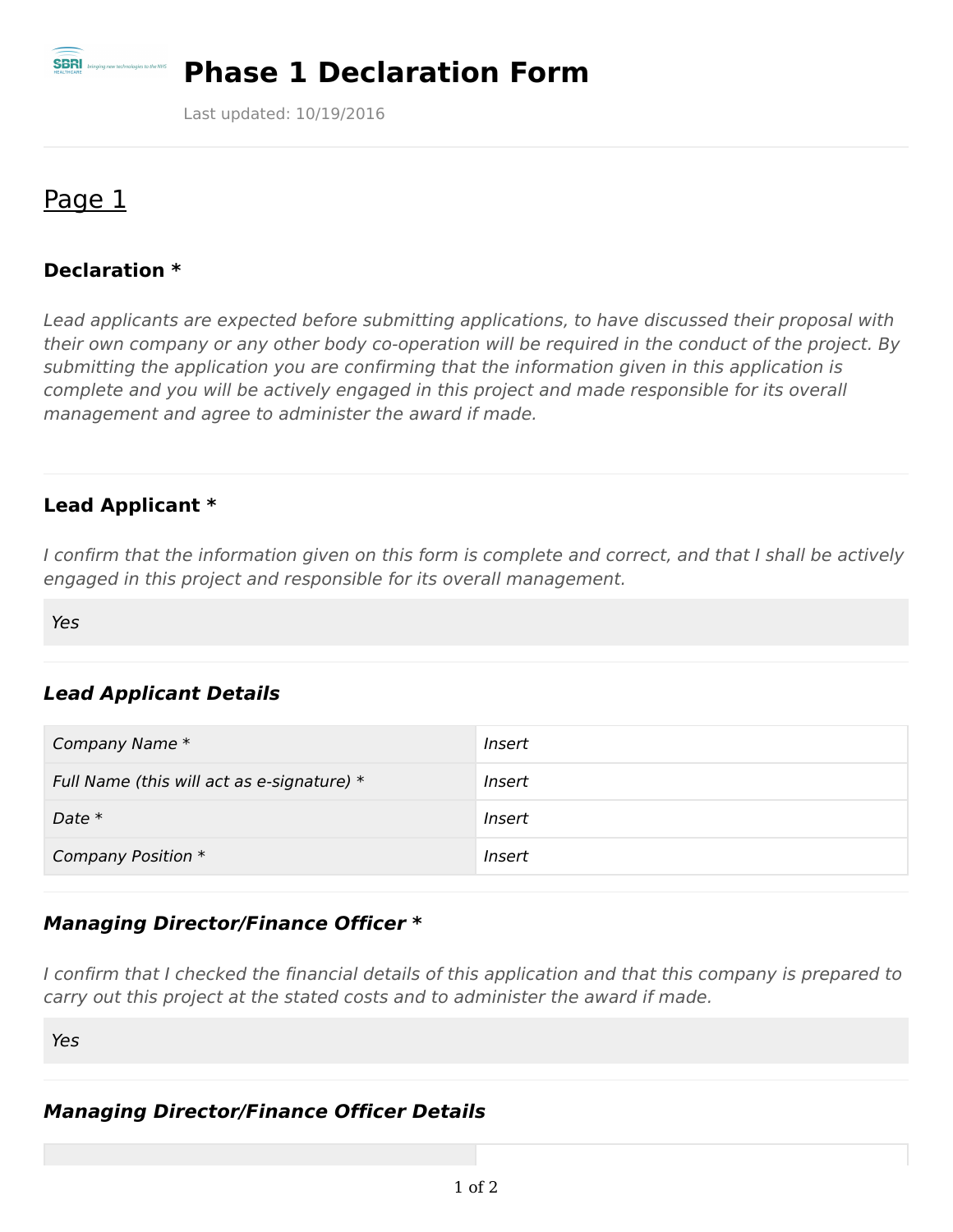# Phase 1 Declaration Form

Last updated: 10/19/2016

## Page 1

### Declaration *

*Lead applicants are expected before submitting applications, to have discussed their proposal with their own company or any other body co-operation will be required in the conduct of the project. By submitting the application you are confirming that the information given in this application is complete and you will be actively engaged in this project and made responsible for its overall management and agree to administer the award if made.*

### Lead Applicant *

*I confirm that the information given on this form is complete and correct, and that I shall be actively engaged in this project and responsible for its overall management.*

*Yes*

### *Lead Applicant Details*

| | |
|---|---|
| *Company Name* * | *Insert* |
| *Full Name (this will act as e-signature)* * | *Insert* |
| *Date* * | *Insert* |
| *Company Position* * | *Insert* |

### *Managing Director/Finance Officer* *

*I confirm that I checked the financial details of this application and that this company is prepared to carry out this project at the stated costs and to administer the award if made.*

*Yes*

### *Managing Director/Finance Officer Details*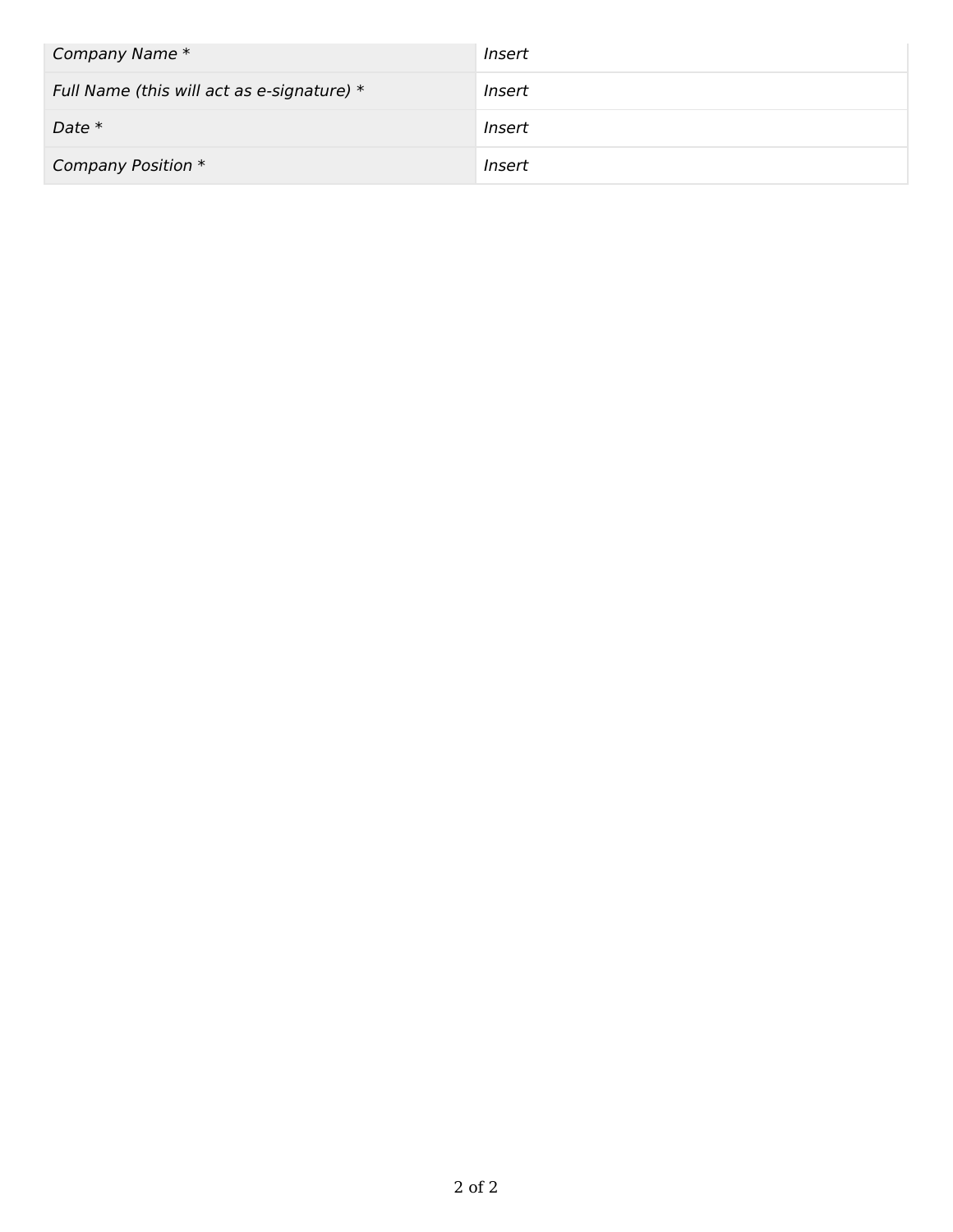| | |
|---|---|
| *Company Name ** | *Insert* |
| *Full Name (this will act as e-signature) ** | *Insert* |
| *Date ** | *Insert* |
| *Company Position ** | *Insert* |